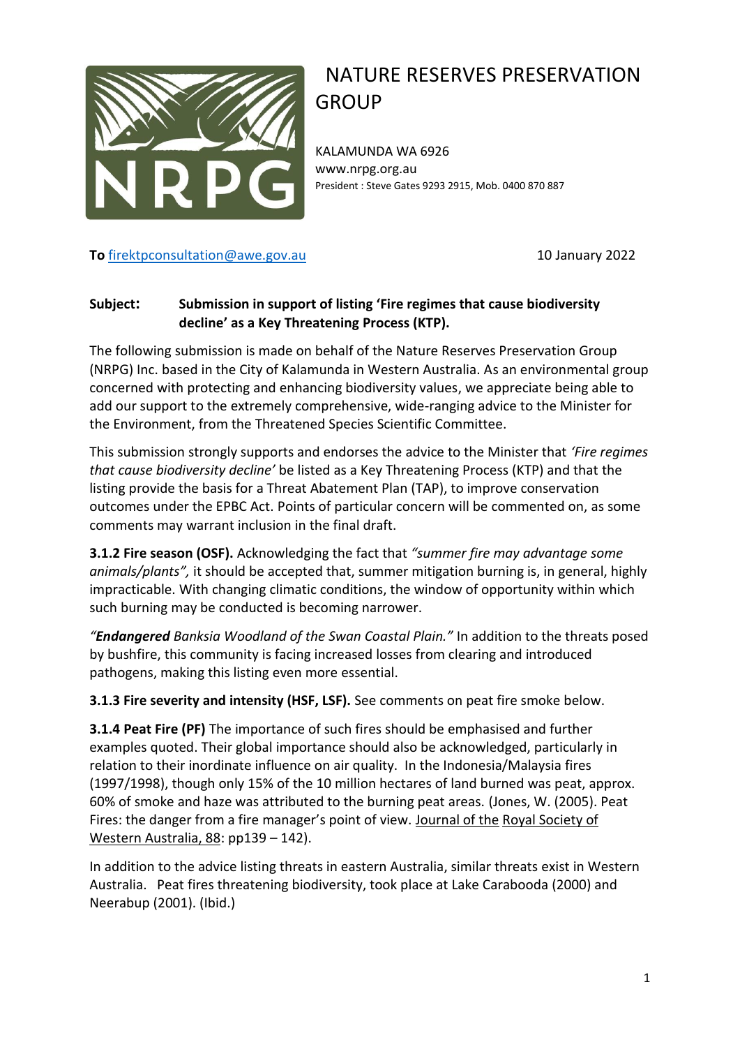# NATURE RESERVES PRESERVATION GROUP

KALAMUNDA WA 6926
www.nrpg.org.au
President : Steve Gates 9293 2915, Mob. 0400 870 887

**To** firektpconsultation@awe.gov.au

10 January 2022

**Subject: Submission in support of listing 'Fire regimes that cause biodiversity decline' as a Key Threatening Process (KTP).**

The following submission is made on behalf of the Nature Reserves Preservation Group (NRPG) Inc. based in the City of Kalamunda in Western Australia. As an environmental group concerned with protecting and enhancing biodiversity values, we appreciate being able to add our support to the extremely comprehensive, wide-ranging advice to the Minister for the Environment, from the Threatened Species Scientific Committee.

This submission strongly supports and endorses the advice to the Minister that *'Fire regimes that cause biodiversity decline'* be listed as a Key Threatening Process (KTP) and that the listing provide the basis for a Threat Abatement Plan (TAP), to improve conservation outcomes under the EPBC Act. Points of particular concern will be commented on, as some comments may warrant inclusion in the final draft.

**3.1.2 Fire season (OSF).** Acknowledging the fact that *"summer fire may advantage some animals/plants",* it should be accepted that, summer mitigation burning is, in general, highly impracticable. With changing climatic conditions, the window of opportunity within which such burning may be conducted is becoming narrower.

*"**Endangered** Banksia Woodland of the Swan Coastal Plain."* In addition to the threats posed by bushfire, this community is facing increased losses from clearing and introduced pathogens, making this listing even more essential.

**3.1.3 Fire severity and intensity (HSF, LSF).** See comments on peat fire smoke below.

**3.1.4 Peat Fire (PF)** The importance of such fires should be emphasised and further examples quoted. Their global importance should also be acknowledged, particularly in relation to their inordinate influence on air quality. In the Indonesia/Malaysia fires (1997/1998), though only 15% of the 10 million hectares of land burned was peat, approx. 60% of smoke and haze was attributed to the burning peat areas. (Jones, W. (2005). Peat Fires: the danger from a fire manager's point of view. Journal of the Royal Society of Western Australia, 88: pp139 – 142).

In addition to the advice listing threats in eastern Australia, similar threats exist in Western Australia. Peat fires threatening biodiversity, took place at Lake Carabooda (2000) and Neerabup (2001). (Ibid.)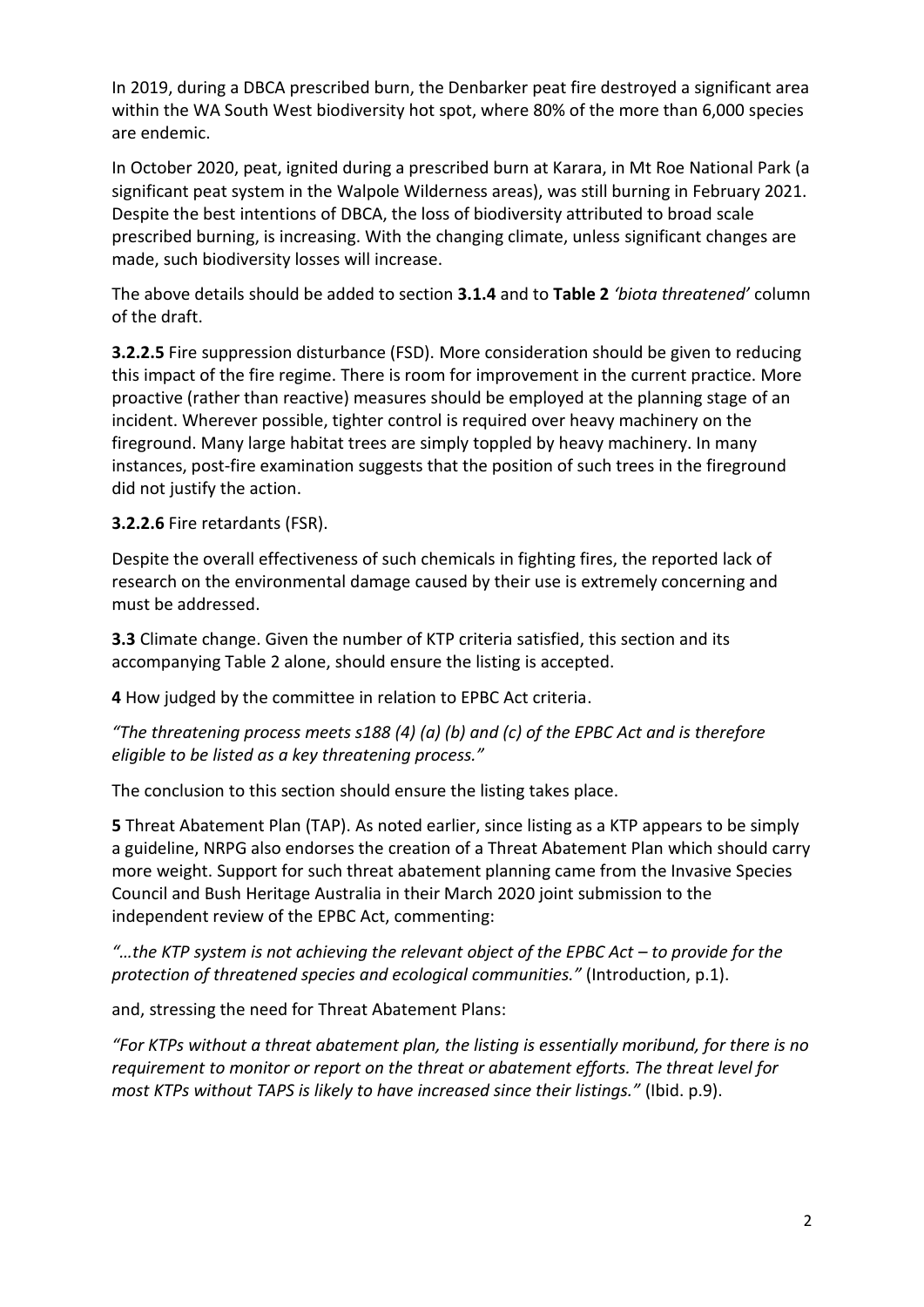In 2019, during a DBCA prescribed burn, the Denbarker peat fire destroyed a significant area within the WA South West biodiversity hot spot, where 80% of the more than 6,000 species are endemic.

In October 2020, peat, ignited during a prescribed burn at Karara, in Mt Roe National Park (a significant peat system in the Walpole Wilderness areas), was still burning in February 2021. Despite the best intentions of DBCA, the loss of biodiversity attributed to broad scale prescribed burning, is increasing. With the changing climate, unless significant changes are made, such biodiversity losses will increase.

The above details should be added to section **3.1.4** and to **Table 2** *'biota threatened'* column of the draft.

**3.2.2.5** Fire suppression disturbance (FSD). More consideration should be given to reducing this impact of the fire regime. There is room for improvement in the current practice. More proactive (rather than reactive) measures should be employed at the planning stage of an incident. Wherever possible, tighter control is required over heavy machinery on the fireground. Many large habitat trees are simply toppled by heavy machinery. In many instances, post-fire examination suggests that the position of such trees in the fireground did not justify the action.

**3.2.2.6** Fire retardants (FSR).

Despite the overall effectiveness of such chemicals in fighting fires, the reported lack of research on the environmental damage caused by their use is extremely concerning and must be addressed.

**3.3** Climate change. Given the number of KTP criteria satisfied, this section and its accompanying Table 2 alone, should ensure the listing is accepted.

**4** How judged by the committee in relation to EPBC Act criteria.

*"The threatening process meets s188 (4) (a) (b) and (c) of the EPBC Act and is therefore eligible to be listed as a key threatening process."*

The conclusion to this section should ensure the listing takes place.

**5** Threat Abatement Plan (TAP). As noted earlier, since listing as a KTP appears to be simply a guideline, NRPG also endorses the creation of a Threat Abatement Plan which should carry more weight. Support for such threat abatement planning came from the Invasive Species Council and Bush Heritage Australia in their March 2020 joint submission to the independent review of the EPBC Act, commenting:

*"…the KTP system is not achieving the relevant object of the EPBC Act – to provide for the protection of threatened species and ecological communities."* (Introduction, p.1).

and, stressing the need for Threat Abatement Plans:

*"For KTPs without a threat abatement plan, the listing is essentially moribund, for there is no requirement to monitor or report on the threat or abatement efforts. The threat level for most KTPs without TAPS is likely to have increased since their listings."* (Ibid. p.9).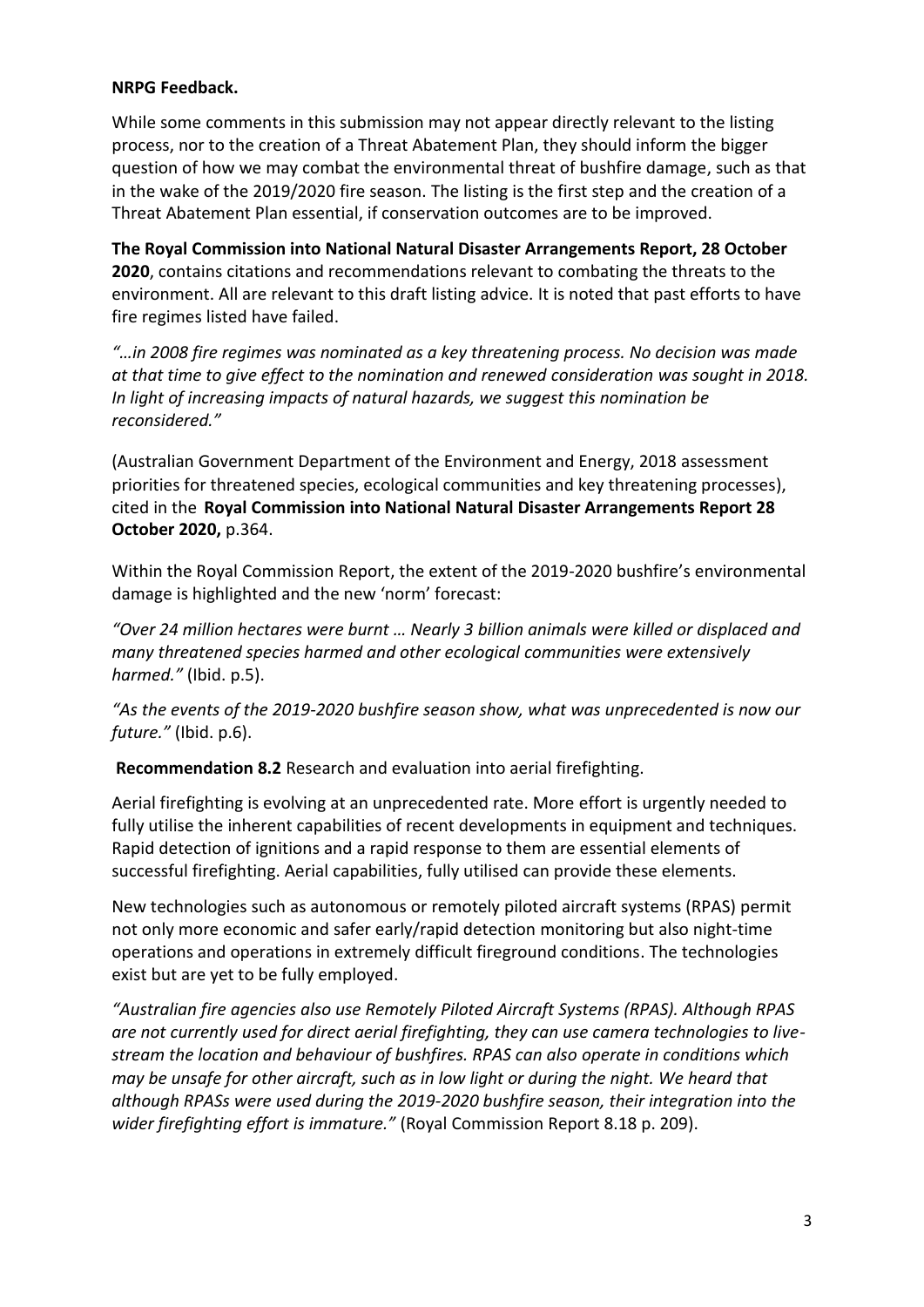**NRPG Feedback.**

While some comments in this submission may not appear directly relevant to the listing process, nor to the creation of a Threat Abatement Plan, they should inform the bigger question of how we may combat the environmental threat of bushfire damage, such as that in the wake of the 2019/2020 fire season. The listing is the first step and the creation of a Threat Abatement Plan essential, if conservation outcomes are to be improved.

**The Royal Commission into National Natural Disaster Arrangements Report, 28 October 2020**, contains citations and recommendations relevant to combating the threats to the environment. All are relevant to this draft listing advice. It is noted that past efforts to have fire regimes listed have failed.

*"…in 2008 fire regimes was nominated as a key threatening process. No decision was made at that time to give effect to the nomination and renewed consideration was sought in 2018. In light of increasing impacts of natural hazards, we suggest this nomination be reconsidered."*

(Australian Government Department of the Environment and Energy, 2018 assessment priorities for threatened species, ecological communities and key threatening processes), cited in the **Royal Commission into National Natural Disaster Arrangements Report 28 October 2020,** p.364.

Within the Royal Commission Report, the extent of the 2019-2020 bushfire's environmental damage is highlighted and the new 'norm' forecast:

*"Over 24 million hectares were burnt … Nearly 3 billion animals were killed or displaced and many threatened species harmed and other ecological communities were extensively harmed."* (Ibid. p.5).

*"As the events of the 2019-2020 bushfire season show, what was unprecedented is now our future."* (Ibid. p.6).

**Recommendation 8.2** Research and evaluation into aerial firefighting.

Aerial firefighting is evolving at an unprecedented rate. More effort is urgently needed to fully utilise the inherent capabilities of recent developments in equipment and techniques. Rapid detection of ignitions and a rapid response to them are essential elements of successful firefighting. Aerial capabilities, fully utilised can provide these elements.

New technologies such as autonomous or remotely piloted aircraft systems (RPAS) permit not only more economic and safer early/rapid detection monitoring but also night-time operations and operations in extremely difficult fireground conditions. The technologies exist but are yet to be fully employed.

*"Australian fire agencies also use Remotely Piloted Aircraft Systems (RPAS). Although RPAS are not currently used for direct aerial firefighting, they can use camera technologies to live-stream the location and behaviour of bushfires. RPAS can also operate in conditions which may be unsafe for other aircraft, such as in low light or during the night. We heard that although RPASs were used during the 2019-2020 bushfire season, their integration into the wider firefighting effort is immature."* (Royal Commission Report 8.18 p. 209).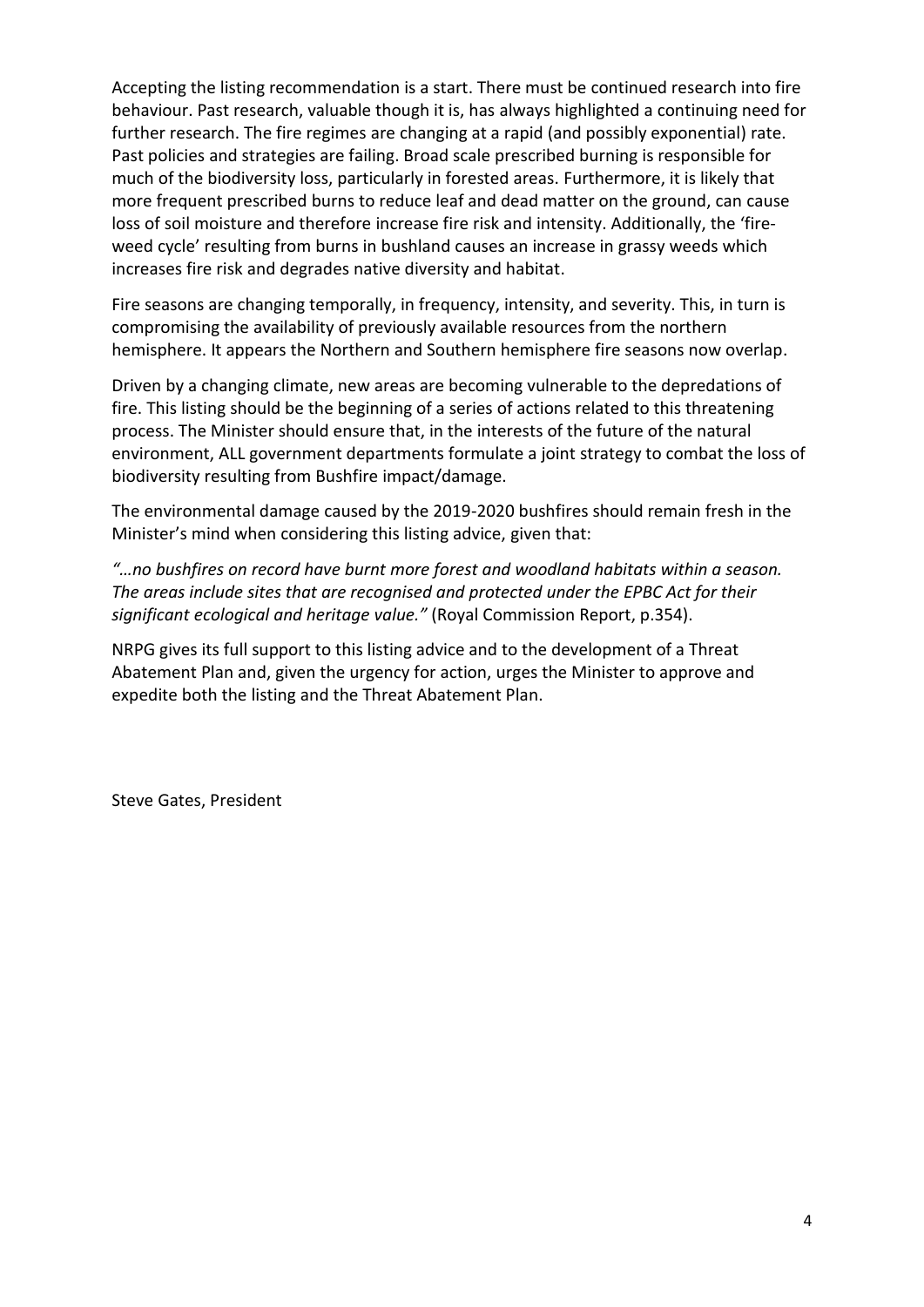Accepting the listing recommendation is a start. There must be continued research into fire behaviour. Past research, valuable though it is, has always highlighted a continuing need for further research. The fire regimes are changing at a rapid (and possibly exponential) rate. Past policies and strategies are failing. Broad scale prescribed burning is responsible for much of the biodiversity loss, particularly in forested areas. Furthermore, it is likely that more frequent prescribed burns to reduce leaf and dead matter on the ground, can cause loss of soil moisture and therefore increase fire risk and intensity. Additionally, the 'fire-weed cycle' resulting from burns in bushland causes an increase in grassy weeds which increases fire risk and degrades native diversity and habitat.

Fire seasons are changing temporally, in frequency, intensity, and severity. This, in turn is compromising the availability of previously available resources from the northern hemisphere. It appears the Northern and Southern hemisphere fire seasons now overlap.

Driven by a changing climate, new areas are becoming vulnerable to the depredations of fire. This listing should be the beginning of a series of actions related to this threatening process. The Minister should ensure that, in the interests of the future of the natural environment, ALL government departments formulate a joint strategy to combat the loss of biodiversity resulting from Bushfire impact/damage.

The environmental damage caused by the 2019-2020 bushfires should remain fresh in the Minister's mind when considering this listing advice, given that:

*"…no bushfires on record have burnt more forest and woodland habitats within a season. The areas include sites that are recognised and protected under the EPBC Act for their significant ecological and heritage value."* (Royal Commission Report, p.354).

NRPG gives its full support to this listing advice and to the development of a Threat Abatement Plan and, given the urgency for action, urges the Minister to approve and expedite both the listing and the Threat Abatement Plan.

Steve Gates, President